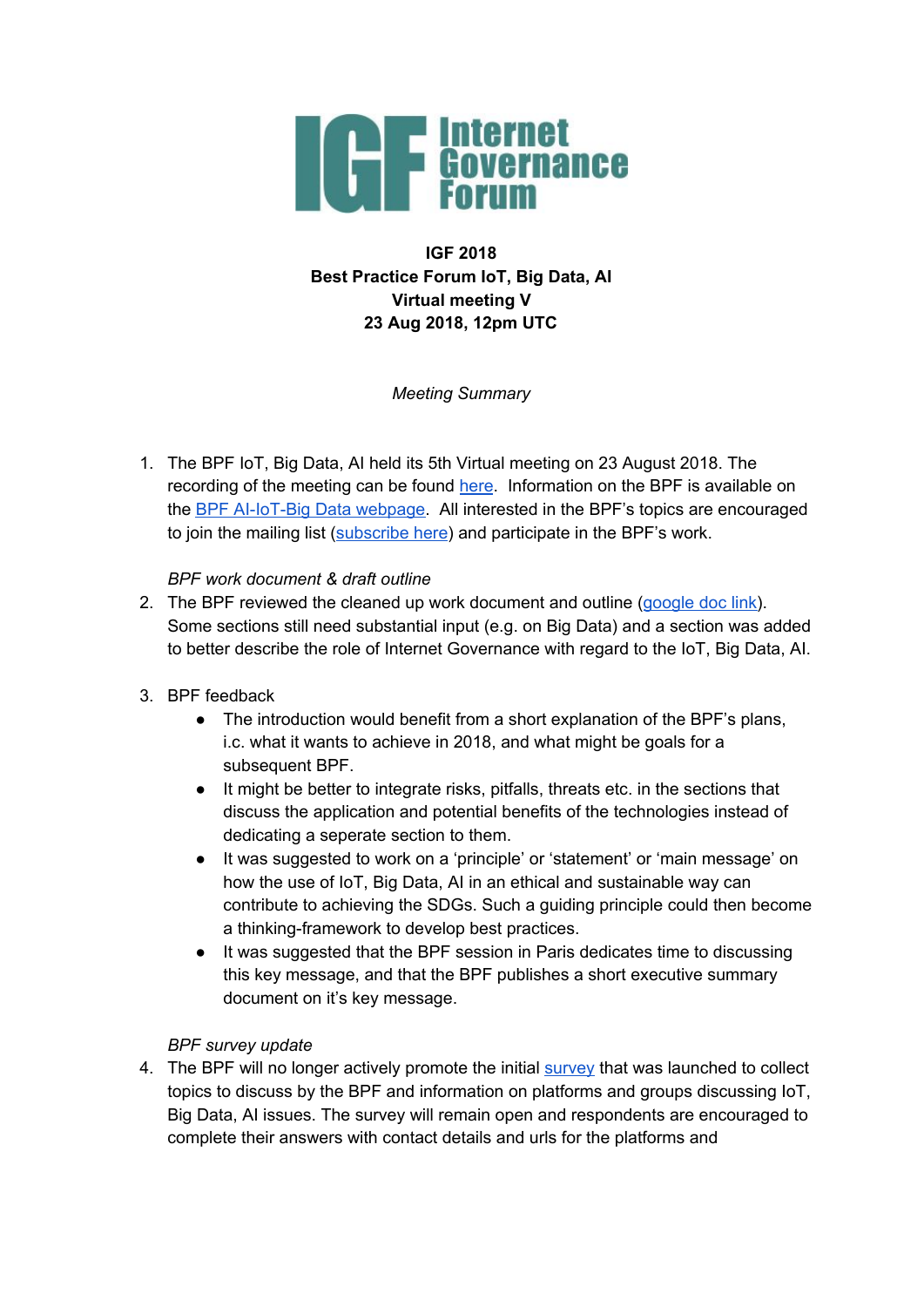Internet Governance Forum

**IGF 2018**
**Best Practice Forum IoT, Big Data, AI**
**Virtual meeting V**
**23 Aug 2018, 12pm UTC**

*Meeting Summary*

1. The BPF IoT, Big Data, AI held its 5th Virtual meeting on 23 August 2018. The recording of the meeting can be found here. Information on the BPF is available on the BPF AI-IoT-Big Data webpage. All interested in the BPF's topics are encouraged to join the mailing list (subscribe here) and participate in the BPF's work.

   *BPF work document & draft outline*

2. The BPF reviewed the cleaned up work document and outline (google doc link). Some sections still need substantial input (e.g. on Big Data) and a section was added to better describe the role of Internet Governance with regard to the IoT, Big Data, AI.

3. BPF feedback
   - The introduction would benefit from a short explanation of the BPF's plans, i.c. what it wants to achieve in 2018, and what might be goals for a subsequent BPF.
   - It might be better to integrate risks, pitfalls, threats etc. in the sections that discuss the application and potential benefits of the technologies instead of dedicating a seperate section to them.
   - It was suggested to work on a 'principle' or 'statement' or 'main message' on how the use of IoT, Big Data, AI in an ethical and sustainable way can contribute to achieving the SDGs. Such a guiding principle could then become a thinking-framework to develop best practices.
   - It was suggested that the BPF session in Paris dedicates time to discussing this key message, and that the BPF publishes a short executive summary document on it's key message.

   *BPF survey update*

4. The BPF will no longer actively promote the initial survey that was launched to collect topics to discuss by the BPF and information on platforms and groups discussing IoT, Big Data, AI issues. The survey will remain open and respondents are encouraged to complete their answers with contact details and urls for the platforms and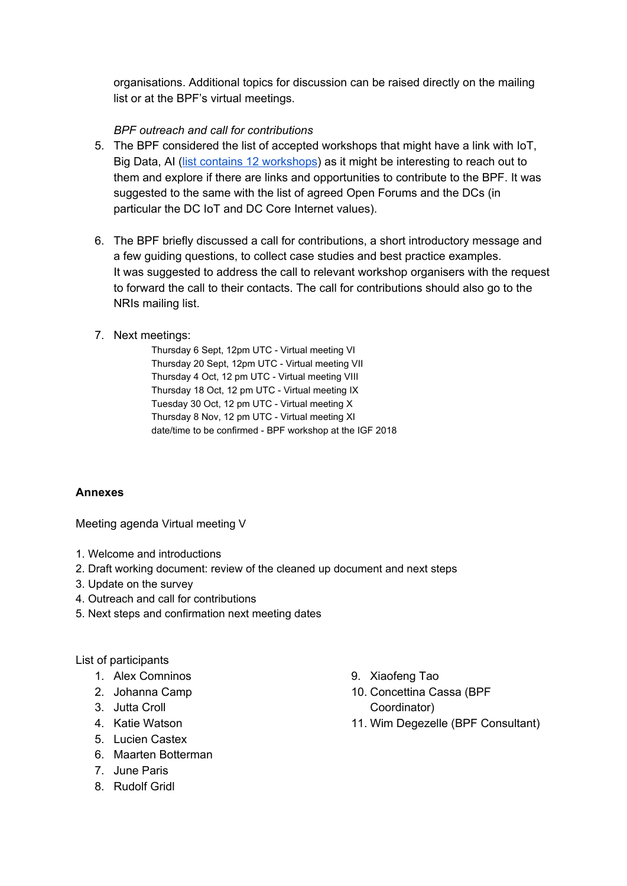organisations. Additional topics for discussion can be raised directly on the mailing list or at the BPF's virtual meetings.

*BPF outreach and call for contributions*

5. The BPF considered the list of accepted workshops that might have a link with IoT, Big Data, AI (list contains 12 workshops) as it might be interesting to reach out to them and explore if there are links and opportunities to contribute to the BPF. It was suggested to the same with the list of agreed Open Forums and the DCs (in particular the DC IoT and DC Core Internet values).

6. The BPF briefly discussed a call for contributions, a short introductory message and a few guiding questions, to collect case studies and best practice examples. It was suggested to address the call to relevant workshop organisers with the request to forward the call to their contacts. The call for contributions should also go to the NRIs mailing list.

7. Next meetings:
   - Thursday 6 Sept, 12pm UTC - Virtual meeting VI
   - Thursday 20 Sept, 12pm UTC - Virtual meeting VII
   - Thursday 4 Oct, 12 pm UTC - Virtual meeting VIII
   - Thursday 18 Oct, 12 pm UTC - Virtual meeting IX
   - Tuesday 30 Oct, 12 pm UTC - Virtual meeting X
   - Thursday 8 Nov, 12 pm UTC - Virtual meeting XI
   - date/time to be confirmed - BPF workshop at the IGF 2018

**Annexes**

Meeting agenda Virtual meeting V

1. Welcome and introductions
2. Draft working document: review of the cleaned up document and next steps
3. Update on the survey
4. Outreach and call for contributions
5. Next steps and confirmation next meeting dates

List of participants

1. Alex Comninos
2. Johanna Camp
3. Jutta Croll
4. Katie Watson
5. Lucien Castex
6. Maarten Botterman
7. June Paris
8. Rudolf Gridl
9. Xiaofeng Tao
10. Concettina Cassa (BPF Coordinator)
11. Wim Degezelle (BPF Consultant)